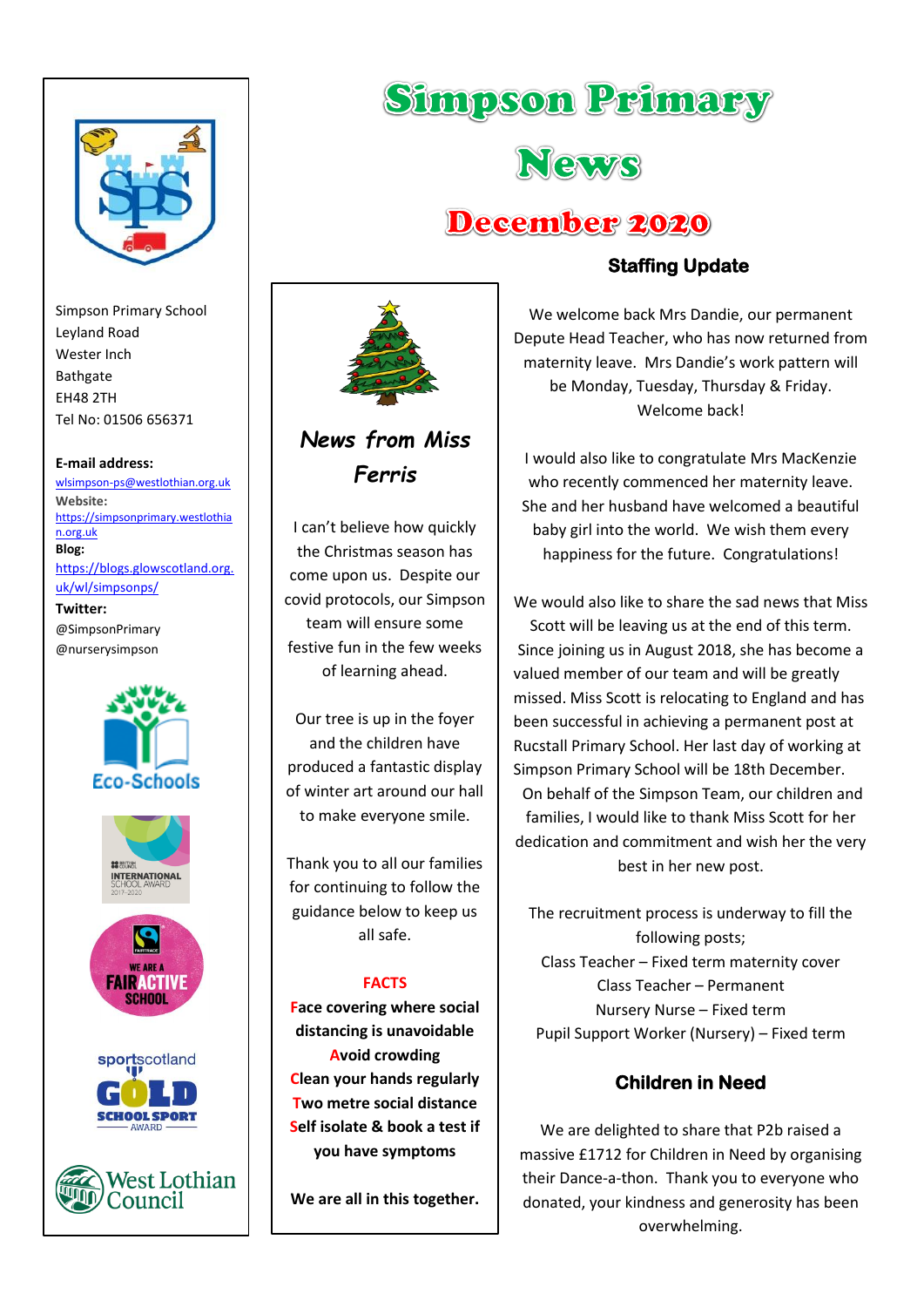# Simpson Primary News

## December 2020

Simpson Primary School
Leyland Road
Wester Inch
Bathgate
EH48 2TH
Tel No: 01506 656371

**E-mail address:**
wlsimpson-ps@westlothian.org.uk

**Website:**
https://simpsonprimary.westlothian.org.uk

**Blog:**
https://blogs.glowscotland.org.uk/wl/simpsonps/

**Twitter:**
@SimpsonPrimary
@nurserysimpson

Eco-Schools

INTERNATIONAL SCHOOL AWARD 2017-2020

WE ARE A FAIRACTIVE SCHOOL

sportscotland GOLD SCHOOL SPORT AWARD

West Lothian Council

### *News from Miss Ferris*

I can't believe how quickly the Christmas season has come upon us. Despite our covid protocols, our Simpson team will ensure some festive fun in the few weeks of learning ahead.

Our tree is up in the foyer and the children have produced a fantastic display of winter art around our hall to make everyone smile.

Thank you to all our families for continuing to follow the guidance below to keep us all safe.

**FACTS**

**Face covering where social distancing is unavoidable**
**Avoid crowding**
**Clean your hands regularly**
**Two metre social distance**
**Self isolate & book a test if you have symptoms**

**We are all in this together.**

### Staffing Update

We welcome back Mrs Dandie, our permanent Depute Head Teacher, who has now returned from maternity leave. Mrs Dandie's work pattern will be Monday, Tuesday, Thursday & Friday. Welcome back!

I would also like to congratulate Mrs MacKenzie who recently commenced her maternity leave. She and her husband have welcomed a beautiful baby girl into the world. We wish them every happiness for the future. Congratulations!

We would also like to share the sad news that Miss Scott will be leaving us at the end of this term. Since joining us in August 2018, she has become a valued member of our team and will be greatly missed. Miss Scott is relocating to England and has been successful in achieving a permanent post at Rucstall Primary School. Her last day of working at Simpson Primary School will be 18th December. On behalf of the Simpson Team, our children and families, I would like to thank Miss Scott for her dedication and commitment and wish her the very best in her new post.

The recruitment process is underway to fill the following posts;
Class Teacher – Fixed term maternity cover
Class Teacher – Permanent
Nursery Nurse – Fixed term
Pupil Support Worker (Nursery) – Fixed term

### Children in Need

We are delighted to share that P2b raised a massive £1712 for Children in Need by organising their Dance-a-thon. Thank you to everyone who donated, your kindness and generosity has been overwhelming.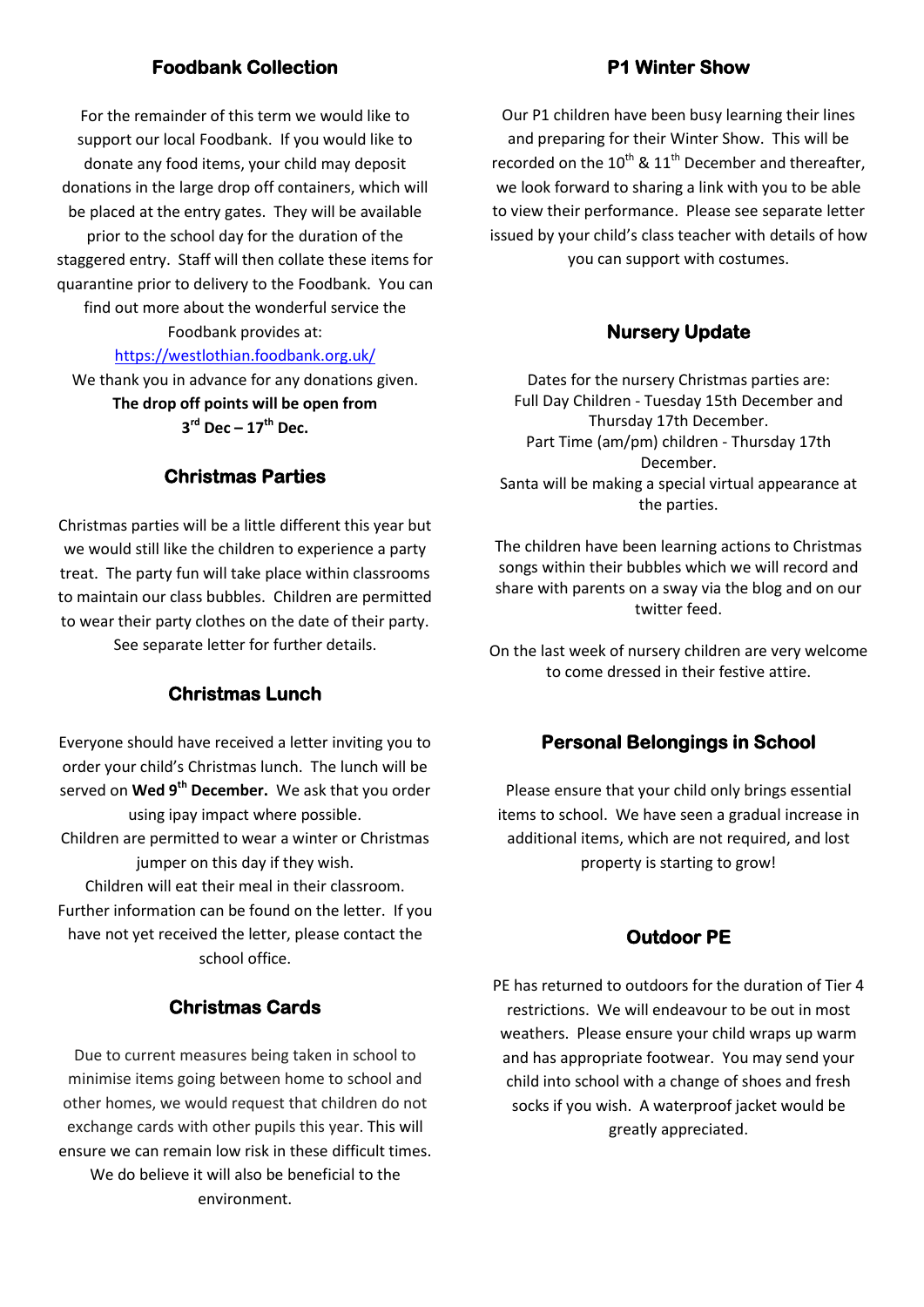## Foodbank Collection

For the remainder of this term we would like to support our local Foodbank. If you would like to donate any food items, your child may deposit donations in the large drop off containers, which will be placed at the entry gates. They will be available prior to the school day for the duration of the staggered entry. Staff will then collate these items for quarantine prior to delivery to the Foodbank. You can find out more about the wonderful service the Foodbank provides at:

https://westlothian.foodbank.org.uk/

We thank you in advance for any donations given.

**The drop off points will be open from 3rd Dec – 17th Dec.**

## Christmas Parties

Christmas parties will be a little different this year but we would still like the children to experience a party treat. The party fun will take place within classrooms to maintain our class bubbles. Children are permitted to wear their party clothes on the date of their party. See separate letter for further details.

## Christmas Lunch

Everyone should have received a letter inviting you to order your child's Christmas lunch. The lunch will be served on **Wed 9th December.** We ask that you order using ipay impact where possible.

Children are permitted to wear a winter or Christmas jumper on this day if they wish.

Children will eat their meal in their classroom.

Further information can be found on the letter. If you have not yet received the letter, please contact the school office.

## Christmas Cards

Due to current measures being taken in school to minimise items going between home to school and other homes, we would request that children do not exchange cards with other pupils this year. This will ensure we can remain low risk in these difficult times. We do believe it will also be beneficial to the environment.

## P1 Winter Show

Our P1 children have been busy learning their lines and preparing for their Winter Show. This will be recorded on the 10th & 11th December and thereafter, we look forward to sharing a link with you to be able to view their performance. Please see separate letter issued by your child's class teacher with details of how you can support with costumes.

## Nursery Update

Dates for the nursery Christmas parties are:
Full Day Children - Tuesday 15th December and Thursday 17th December.
Part Time (am/pm) children - Thursday 17th December.
Santa will be making a special virtual appearance at the parties.

The children have been learning actions to Christmas songs within their bubbles which we will record and share with parents on a sway via the blog and on our twitter feed.

On the last week of nursery children are very welcome to come dressed in their festive attire.

## Personal Belongings in School

Please ensure that your child only brings essential items to school. We have seen a gradual increase in additional items, which are not required, and lost property is starting to grow!

## Outdoor PE

PE has returned to outdoors for the duration of Tier 4 restrictions. We will endeavour to be out in most weathers. Please ensure your child wraps up warm and has appropriate footwear. You may send your child into school with a change of shoes and fresh socks if you wish. A waterproof jacket would be greatly appreciated.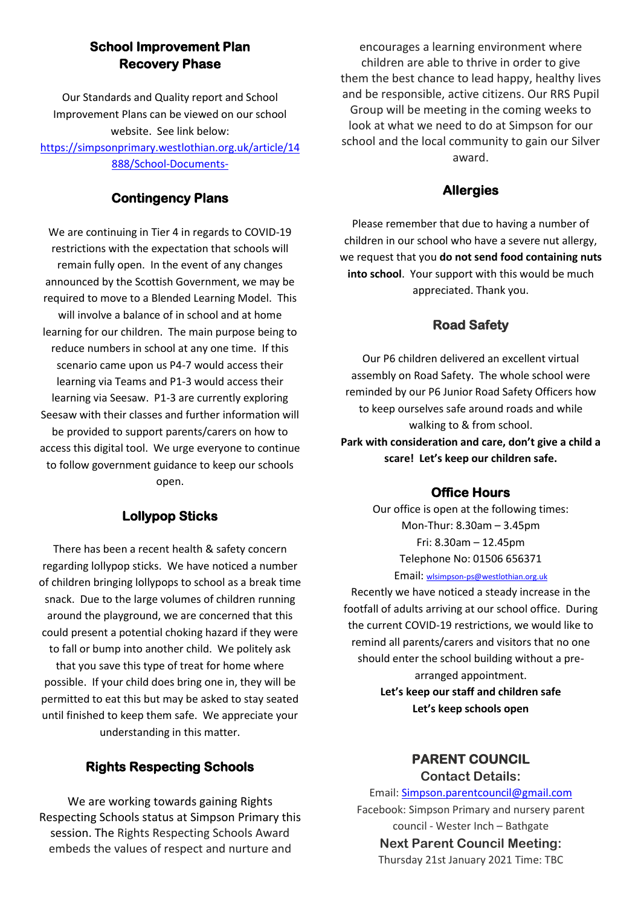## School Improvement Plan Recovery Phase

Our Standards and Quality report and School Improvement Plans can be viewed on our school website. See link below: https://simpsonprimary.westlothian.org.uk/article/14888/School-Documents-

## Contingency Plans

We are continuing in Tier 4 in regards to COVID-19 restrictions with the expectation that schools will remain fully open. In the event of any changes announced by the Scottish Government, we may be required to move to a Blended Learning Model. This will involve a balance of in school and at home learning for our children. The main purpose being to reduce numbers in school at any one time. If this scenario came upon us P4-7 would access their learning via Teams and P1-3 would access their learning via Seesaw. P1-3 are currently exploring Seesaw with their classes and further information will be provided to support parents/carers on how to access this digital tool. We urge everyone to continue to follow government guidance to keep our schools open.

## Lollypop Sticks

There has been a recent health & safety concern regarding lollypop sticks. We have noticed a number of children bringing lollypops to school as a break time snack. Due to the large volumes of children running around the playground, we are concerned that this could present a potential choking hazard if they were to fall or bump into another child. We politely ask that you save this type of treat for home where possible. If your child does bring one in, they will be permitted to eat this but may be asked to stay seated until finished to keep them safe. We appreciate your understanding in this matter.

## Rights Respecting Schools

We are working towards gaining Rights Respecting Schools status at Simpson Primary this session. The Rights Respecting Schools Award embeds the values of respect and nurture and encourages a learning environment where children are able to thrive in order to give them the best chance to lead happy, healthy lives and be responsible, active citizens. Our RRS Pupil Group will be meeting in the coming weeks to look at what we need to do at Simpson for our school and the local community to gain our Silver award.

## Allergies

Please remember that due to having a number of children in our school who have a severe nut allergy, we request that you **do not send food containing nuts into school**. Your support with this would be much appreciated. Thank you.

## Road Safety

Our P6 children delivered an excellent virtual assembly on Road Safety. The whole school were reminded by our P6 Junior Road Safety Officers how to keep ourselves safe around roads and while walking to & from school.

**Park with consideration and care, don't give a child a scare! Let's keep our children safe.**

## Office Hours

Our office is open at the following times:
Mon-Thur: 8.30am – 3.45pm
Fri: 8.30am – 12.45pm
Telephone No: 01506 656371
Email: wlsimpson-ps@westlothian.org.uk

Recently we have noticed a steady increase in the footfall of adults arriving at our school office. During the current COVID-19 restrictions, we would like to remind all parents/carers and visitors that no one should enter the school building without a pre-arranged appointment.

**Let's keep our staff and children safe**
**Let's keep schools open**

## PARENT COUNCIL

### Contact Details:

Email: Simpson.parentcouncil@gmail.com
Facebook: Simpson Primary and nursery parent council - Wester Inch – Bathgate

### Next Parent Council Meeting:

Thursday 21st January 2021 Time: TBC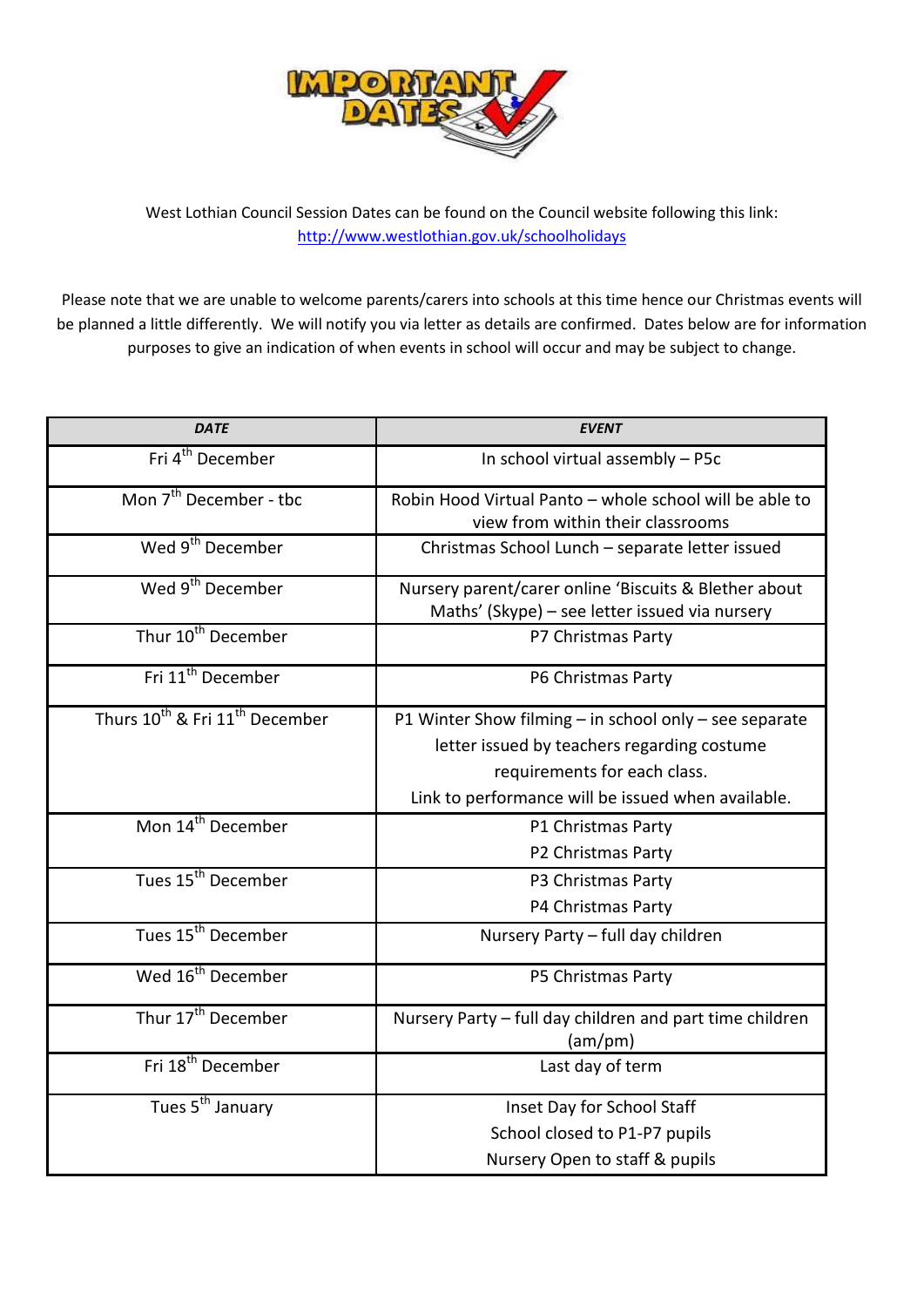# IMPORTANT DATES

West Lothian Council Session Dates can be found on the Council website following this link: http://www.westlothian.gov.uk/schoolholidays

Please note that we are unable to welcome parents/carers into schools at this time hence our Christmas events will be planned a little differently. We will notify you via letter as details are confirmed. Dates below are for information purposes to give an indication of when events in school will occur and may be subject to change.

| *DATE* | *EVENT* |
|---|---|
| Fri 4th December | In school virtual assembly – P5c |
| Mon 7th December - tbc | Robin Hood Virtual Panto – whole school will be able to view from within their classrooms |
| Wed 9th December | Christmas School Lunch – separate letter issued |
| Wed 9th December | Nursery parent/carer online 'Biscuits & Blether about Maths' (Skype) – see letter issued via nursery |
| Thur 10th December | P7 Christmas Party |
| Fri 11th December | P6 Christmas Party |
| Thurs 10th & Fri 11th December | P1 Winter Show filming – in school only – see separate letter issued by teachers regarding costume requirements for each class. Link to performance will be issued when available. |
| Mon 14th December | P1 Christmas Party<br>P2 Christmas Party |
| Tues 15th December | P3 Christmas Party<br>P4 Christmas Party |
| Tues 15th December | Nursery Party – full day children |
| Wed 16th December | P5 Christmas Party |
| Thur 17th December | Nursery Party – full day children and part time children (am/pm) |
| Fri 18th December | Last day of term |
| Tues 5th January | Inset Day for School Staff<br>School closed to P1-P7 pupils<br>Nursery Open to staff & pupils |